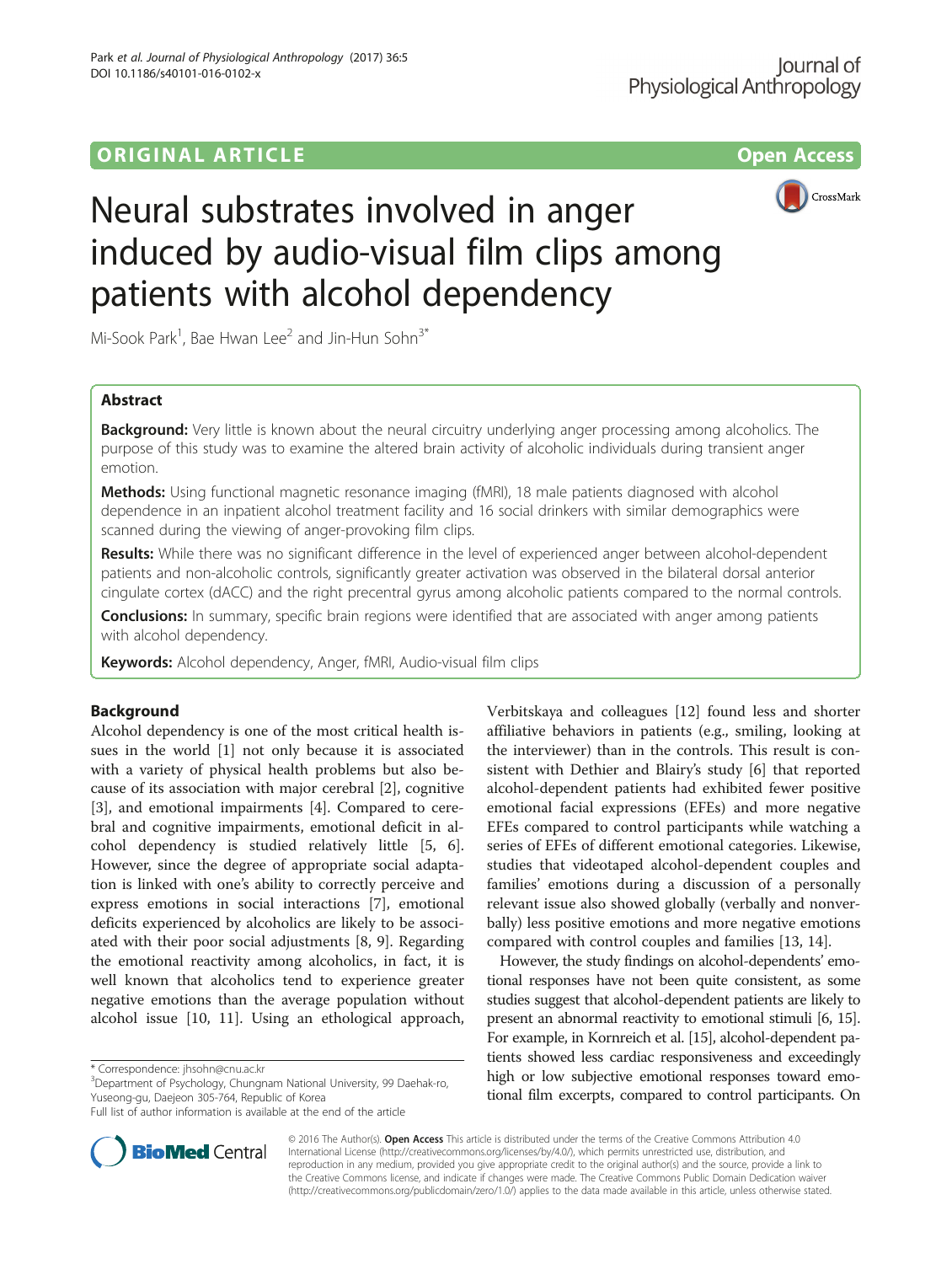ORIGINAL ARTICLE

Open Access

# Neural substrates involved in anger induced by audio-visual film clips among patients with alcohol dependency

Mi-Sook Park[1], Bae Hwan Lee[2] and Jin-Hun Sohn[3*]

## Abstract

**Background:** Very little is known about the neural circuitry underlying anger processing among alcoholics. The purpose of this study was to examine the altered brain activity of alcoholic individuals during transient anger emotion.

**Methods:** Using functional magnetic resonance imaging (fMRI), 18 male patients diagnosed with alcohol dependence in an inpatient alcohol treatment facility and 16 social drinkers with similar demographics were scanned during the viewing of anger-provoking film clips.

**Results:** While there was no significant difference in the level of experienced anger between alcohol-dependent patients and non-alcoholic controls, significantly greater activation was observed in the bilateral dorsal anterior cingulate cortex (dACC) and the right precentral gyrus among alcoholic patients compared to the normal controls.

**Conclusions:** In summary, specific brain regions were identified that are associated with anger among patients with alcohol dependency.

**Keywords:** Alcohol dependency, Anger, fMRI, Audio-visual film clips

## Background

Alcohol dependency is one of the most critical health issues in the world [1] not only because it is associated with a variety of physical health problems but also because of its association with major cerebral [2], cognitive [3], and emotional impairments [4]. Compared to cerebral and cognitive impairments, emotional deficit in alcohol dependency is studied relatively little [5, 6]. However, since the degree of appropriate social adaptation is linked with one's ability to correctly perceive and express emotions in social interactions [7], emotional deficits experienced by alcoholics are likely to be associated with their poor social adjustments [8, 9]. Regarding the emotional reactivity among alcoholics, in fact, it is well known that alcoholics tend to experience greater negative emotions than the average population without alcohol issue [10, 11]. Using an ethological approach, Verbitskaya and colleagues [12] found less and shorter affiliative behaviors in patients (e.g., smiling, looking at the interviewer) than in the controls. This result is consistent with Dethier and Blairy's study [6] that reported alcohol-dependent patients had exhibited fewer positive emotional facial expressions (EFEs) and more negative EFEs compared to control participants while watching a series of EFEs of different emotional categories. Likewise, studies that videotaped alcohol-dependent couples and families' emotions during a discussion of a personally relevant issue also showed globally (verbally and nonverbally) less positive emotions and more negative emotions compared with control couples and families [13, 14].

However, the study findings on alcohol-dependents' emotional responses have not been quite consistent, as some studies suggest that alcohol-dependent patients are likely to present an abnormal reactivity to emotional stimuli [6, 15]. For example, in Kornreich et al. [15], alcohol-dependent patients showed less cardiac responsiveness and exceedingly high or low subjective emotional responses toward emotional film excerpts, compared to control participants. On

\* Correspondence: jhsohn@cnu.ac.kr

[3]Department of Psychology, Chungnam National University, 99 Daehak-ro, Yuseong-gu, Daejeon 305-764, Republic of Korea

Full list of author information is available at the end of the article

© 2016 The Author(s). **Open Access** This article is distributed under the terms of the Creative Commons Attribution 4.0 International License (http://creativecommons.org/licenses/by/4.0/), which permits unrestricted use, distribution, and reproduction in any medium, provided you give appropriate credit to the original author(s) and the source, provide a link to the Creative Commons license, and indicate if changes were made. The Creative Commons Public Domain Dedication waiver (http://creativecommons.org/publicdomain/zero/1.0/) applies to the data made available in this article, unless otherwise stated.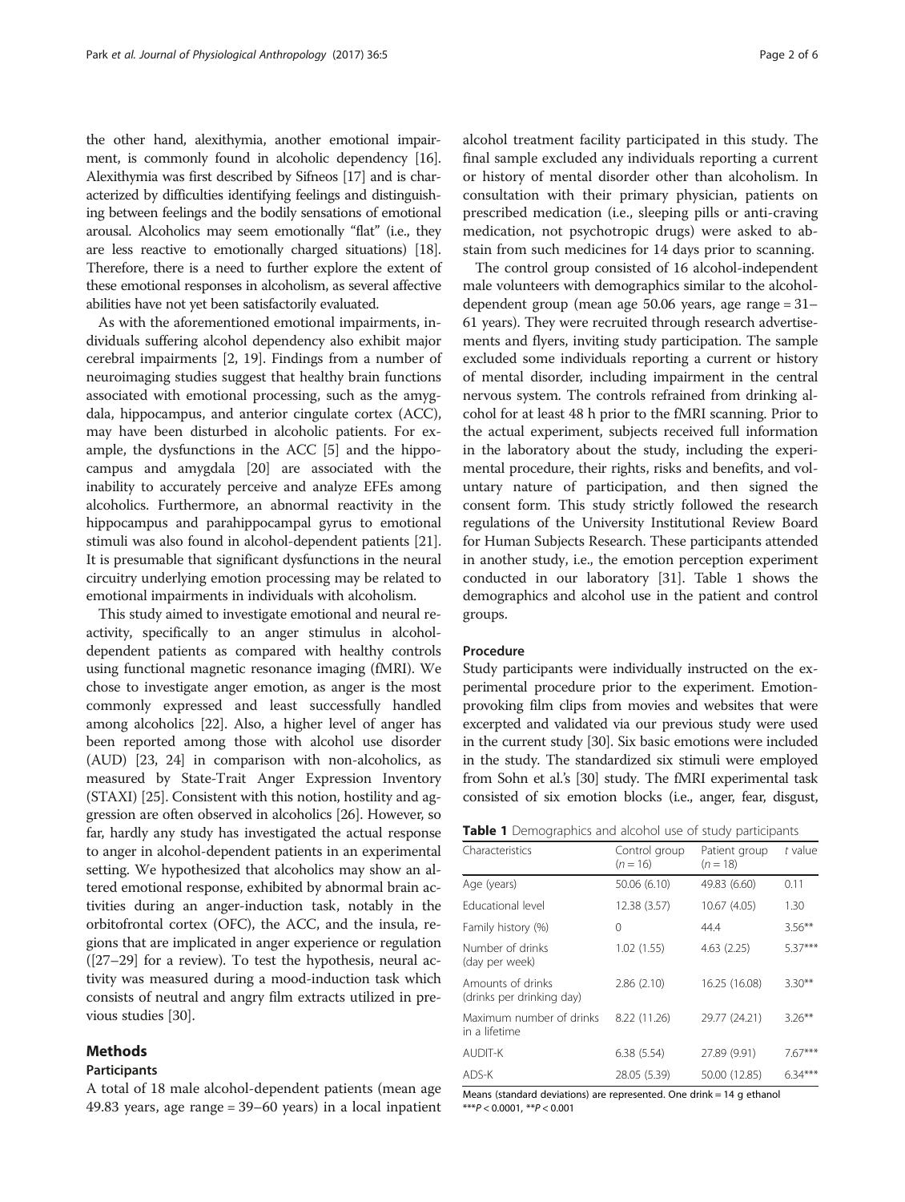the other hand, alexithymia, another emotional impairment, is commonly found in alcoholic dependency [16]. Alexithymia was first described by Sifneos [17] and is characterized by difficulties identifying feelings and distinguishing between feelings and the bodily sensations of emotional arousal. Alcoholics may seem emotionally "flat" (i.e., they are less reactive to emotionally charged situations) [18]. Therefore, there is a need to further explore the extent of these emotional responses in alcoholism, as several affective abilities have not yet been satisfactorily evaluated.

As with the aforementioned emotional impairments, individuals suffering alcohol dependency also exhibit major cerebral impairments [2, 19]. Findings from a number of neuroimaging studies suggest that healthy brain functions associated with emotional processing, such as the amygdala, hippocampus, and anterior cingulate cortex (ACC), may have been disturbed in alcoholic patients. For example, the dysfunctions in the ACC [5] and the hippocampus and amygdala [20] are associated with the inability to accurately perceive and analyze EFEs among alcoholics. Furthermore, an abnormal reactivity in the hippocampus and parahippocampal gyrus to emotional stimuli was also found in alcohol-dependent patients [21]. It is presumable that significant dysfunctions in the neural circuitry underlying emotion processing may be related to emotional impairments in individuals with alcoholism.

This study aimed to investigate emotional and neural reactivity, specifically to an anger stimulus in alcohol-dependent patients as compared with healthy controls using functional magnetic resonance imaging (fMRI). We chose to investigate anger emotion, as anger is the most commonly expressed and least successfully handled among alcoholics [22]. Also, a higher level of anger has been reported among those with alcohol use disorder (AUD) [23, 24] in comparison with non-alcoholics, as measured by State-Trait Anger Expression Inventory (STAXI) [25]. Consistent with this notion, hostility and aggression are often observed in alcoholics [26]. However, so far, hardly any study has investigated the actual response to anger in alcohol-dependent patients in an experimental setting. We hypothesized that alcoholics may show an altered emotional response, exhibited by abnormal brain activities during an anger-induction task, notably in the orbitofrontal cortex (OFC), the ACC, and the insula, regions that are implicated in anger experience or regulation ([27–29] for a review). To test the hypothesis, neural activity was measured during a mood-induction task which consists of neutral and angry film extracts utilized in previous studies [30].

## Methods

### Participants

A total of 18 male alcohol-dependent patients (mean age 49.83 years, age range = 39–60 years) in a local inpatient alcohol treatment facility participated in this study. The final sample excluded any individuals reporting a current or history of mental disorder other than alcoholism. In consultation with their primary physician, patients on prescribed medication (i.e., sleeping pills or anti-craving medication, not psychotropic drugs) were asked to abstain from such medicines for 14 days prior to scanning.

The control group consisted of 16 alcohol-independent male volunteers with demographics similar to the alcohol-dependent group (mean age 50.06 years, age range = 31–61 years). They were recruited through research advertisements and flyers, inviting study participation. The sample excluded some individuals reporting a current or history of mental disorder, including impairment in the central nervous system. The controls refrained from drinking alcohol for at least 48 h prior to the fMRI scanning. Prior to the actual experiment, subjects received full information in the laboratory about the study, including the experimental procedure, their rights, risks and benefits, and voluntary nature of participation, and then signed the consent form. This study strictly followed the research regulations of the University Institutional Review Board for Human Subjects Research. These participants attended in another study, i.e., the emotion perception experiment conducted in our laboratory [31]. Table 1 shows the demographics and alcohol use in the patient and control groups.

### Procedure

Study participants were individually instructed on the experimental procedure prior to the experiment. Emotion-provoking film clips from movies and websites that were excerpted and validated via our previous study were used in the current study [30]. Six basic emotions were included in the study. The standardized six stimuli were employed from Sohn et al.'s [30] study. The fMRI experimental task consisted of six emotion blocks (i.e., anger, fear, disgust,

**Table 1** Demographics and alcohol use of study participants

| Characteristics | Control group ($n = 16$) | Patient group ($n = 18$) | *t* value |
|---|---|---|---|
| Age (years) | 50.06 (6.10) | 49.83 (6.60) | 0.11 |
| Educational level | 12.38 (3.57) | 10.67 (4.05) | 1.30 |
| Family history (%) | 0 | 44.4 | 3.56** |
| Number of drinks (day per week) | 1.02 (1.55) | 4.63 (2.25) | 5.37*** |
| Amounts of drinks (drinks per drinking day) | 2.86 (2.10) | 16.25 (16.08) | 3.30** |
| Maximum number of drinks in a lifetime | 8.22 (11.26) | 29.77 (24.21) | 3.26** |
| AUDIT-K | 6.38 (5.54) | 27.89 (9.91) | 7.67*** |
| ADS-K | 28.05 (5.39) | 50.00 (12.85) | 6.34*** |

Means (standard deviations) are represented. One drink = 14 g ethanol
***$P < 0.0001$, **$P < 0.001$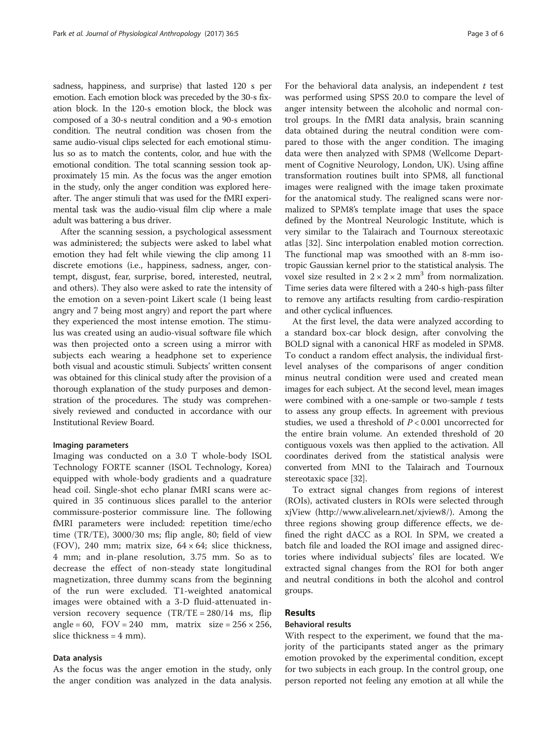sadness, happiness, and surprise) that lasted 120 s per emotion. Each emotion block was preceded by the 30-s fixation block. In the 120-s emotion block, the block was composed of a 30-s neutral condition and a 90-s emotion condition. The neutral condition was chosen from the same audio-visual clips selected for each emotional stimulus so as to match the contents, color, and hue with the emotional condition. The total scanning session took approximately 15 min. As the focus was the anger emotion in the study, only the anger condition was explored hereafter. The anger stimuli that was used for the fMRI experimental task was the audio-visual film clip where a male adult was battering a bus driver.

After the scanning session, a psychological assessment was administered; the subjects were asked to label what emotion they had felt while viewing the clip among 11 discrete emotions (i.e., happiness, sadness, anger, contempt, disgust, fear, surprise, bored, interested, neutral, and others). They also were asked to rate the intensity of the emotion on a seven-point Likert scale (1 being least angry and 7 being most angry) and report the part where they experienced the most intense emotion. The stimulus was created using an audio-visual software file which was then projected onto a screen using a mirror with subjects each wearing a headphone set to experience both visual and acoustic stimuli. Subjects' written consent was obtained for this clinical study after the provision of a thorough explanation of the study purposes and demonstration of the procedures. The study was comprehensively reviewed and conducted in accordance with our Institutional Review Board.

### Imaging parameters

Imaging was conducted on a 3.0 T whole-body ISOL Technology FORTE scanner (ISOL Technology, Korea) equipped with whole-body gradients and a quadrature head coil. Single-shot echo planar fMRI scans were acquired in 35 continuous slices parallel to the anterior commissure-posterior commissure line. The following fMRI parameters were included: repetition time/echo time (TR/TE), 3000/30 ms; flip angle, 80; field of view (FOV), 240 mm; matrix size, $64 \times 64$; slice thickness, 4 mm; and in-plane resolution, 3.75 mm. So as to decrease the effect of non-steady state longitudinal magnetization, three dummy scans from the beginning of the run were excluded. T1-weighted anatomical images were obtained with a 3-D fluid-attenuated inversion recovery sequence (TR/TE = 280/14 ms, flip angle = 60, FOV = 240 mm, matrix size = $256 \times 256$, slice thickness = 4 mm).

### Data analysis

As the focus was the anger emotion in the study, only the anger condition was analyzed in the data analysis. For the behavioral data analysis, an independent $t$ test was performed using SPSS 20.0 to compare the level of anger intensity between the alcoholic and normal control groups. In the fMRI data analysis, brain scanning data obtained during the neutral condition were compared to those with the anger condition. The imaging data were then analyzed with SPM8 (Wellcome Department of Cognitive Neurology, London, UK). Using affine transformation routines built into SPM8, all functional images were realigned with the image taken proximate for the anatomical study. The realigned scans were normalized to SPM8's template image that uses the space defined by the Montreal Neurologic Institute, which is very similar to the Talairach and Tournoux stereotaxic atlas [32]. Sinc interpolation enabled motion correction. The functional map was smoothed with an 8-mm isotropic Gaussian kernel prior to the statistical analysis. The voxel size resulted in $2 \times 2 \times 2$ mm$^3$ from normalization. Time series data were filtered with a 240-s high-pass filter to remove any artifacts resulting from cardio-respiration and other cyclical influences.

At the first level, the data were analyzed according to a standard box-car block design, after convolving the BOLD signal with a canonical HRF as modeled in SPM8. To conduct a random effect analysis, the individual first-level analyses of the comparisons of anger condition minus neutral condition were used and created mean images for each subject. At the second level, mean images were combined with a one-sample or two-sample $t$ tests to assess any group effects. In agreement with previous studies, we used a threshold of $P < 0.001$ uncorrected for the entire brain volume. An extended threshold of 20 contiguous voxels was then applied to the activation. All coordinates derived from the statistical analysis were converted from MNI to the Talairach and Tournoux stereotaxic space [32].

To extract signal changes from regions of interest (ROIs), activated clusters in ROIs were selected through xjView (http://www.alivelearn.net/xjview8/). Among the three regions showing group difference effects, we defined the right dACC as a ROI. In SPM, we created a batch file and loaded the ROI image and assigned directories where individual subjects' files are located. We extracted signal changes from the ROI for both anger and neutral conditions in both the alcohol and control groups.

## Results

### Behavioral results

With respect to the experiment, we found that the majority of the participants stated anger as the primary emotion provoked by the experimental condition, except for two subjects in each group. In the control group, one person reported not feeling any emotion at all while the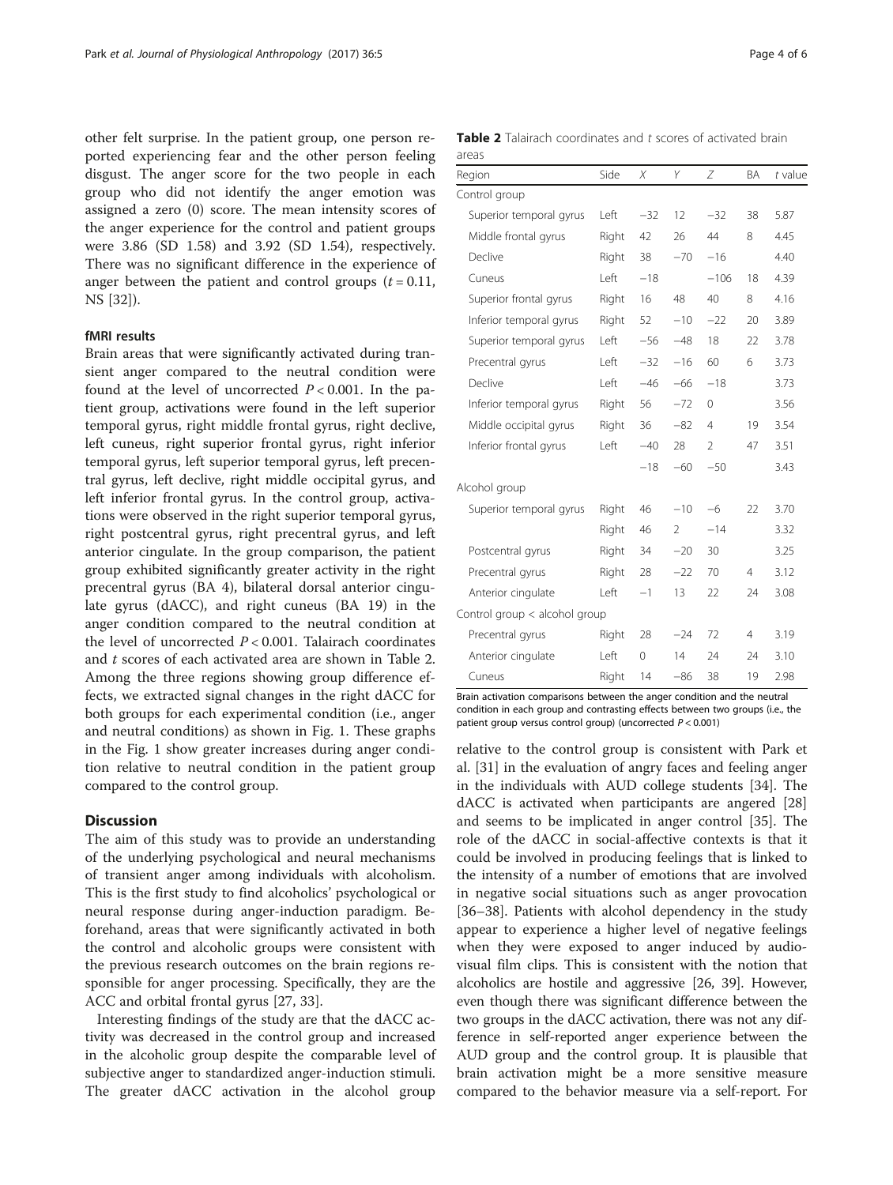other felt surprise. In the patient group, one person reported experiencing fear and the other person feeling disgust. The anger score for the two people in each group who did not identify the anger emotion was assigned a zero (0) score. The mean intensity scores of the anger experience for the control and patient groups were 3.86 (SD 1.58) and 3.92 (SD 1.54), respectively. There was no significant difference in the experience of anger between the patient and control groups ($t = 0.11$, NS [32]).

### fMRI results

Brain areas that were significantly activated during transient anger compared to the neutral condition were found at the level of uncorrected $P < 0.001$. In the patient group, activations were found in the left superior temporal gyrus, right middle frontal gyrus, right declive, left cuneus, right superior frontal gyrus, right inferior temporal gyrus, left superior temporal gyrus, left precentral gyrus, left declive, right middle occipital gyrus, and left inferior frontal gyrus. In the control group, activations were observed in the right superior temporal gyrus, right postcentral gyrus, right precentral gyrus, and left anterior cingulate. In the group comparison, the patient group exhibited significantly greater activity in the right precentral gyrus (BA 4), bilateral dorsal anterior cingulate gyrus (dACC), and right cuneus (BA 19) in the anger condition compared to the neutral condition at the level of uncorrected $P < 0.001$. Talairach coordinates and *t* scores of each activated area are shown in Table 2. Among the three regions showing group difference effects, we extracted signal changes in the right dACC for both groups for each experimental condition (i.e., anger and neutral conditions) as shown in Fig. 1. These graphs in the Fig. 1 show greater increases during anger condition relative to neutral condition in the patient group compared to the control group.

**Table 2** Talairach coordinates and *t* scores of activated brain areas

| Region | Side | X | Y | Z | BA | t value |
|---|---|---|---|---|---|---|
| Control group | | | | | | |
| Superior temporal gyrus | Left | −32 | 12 | −32 | 38 | 5.87 |
| Middle frontal gyrus | Right | 42 | 26 | 44 | 8 | 4.45 |
| Declive | Right | 38 | −70 | −16 | | 4.40 |
| Cuneus | Left | −18 | | −106 | 18 | 4.39 |
| Superior frontal gyrus | Right | 16 | 48 | 40 | 8 | 4.16 |
| Inferior temporal gyrus | Right | 52 | −10 | −22 | 20 | 3.89 |
| Superior temporal gyrus | Left | −56 | −48 | 18 | 22 | 3.78 |
| Precentral gyrus | Left | −32 | −16 | 60 | 6 | 3.73 |
| Declive | Left | −46 | −66 | −18 | | 3.73 |
| Inferior temporal gyrus | Right | 56 | −72 | 0 | | 3.56 |
| Middle occipital gyrus | Right | 36 | −82 | 4 | 19 | 3.54 |
| Inferior frontal gyrus | Left | −40 | 28 | 2 | 47 | 3.51 |
| | | −18 | −60 | −50 | | 3.43 |
| Alcohol group | | | | | | |
| Superior temporal gyrus | Right | 46 | −10 | −6 | 22 | 3.70 |
| | Right | 46 | 2 | −14 | | 3.32 |
| Postcentral gyrus | Right | 34 | −20 | 30 | | 3.25 |
| Precentral gyrus | Right | 28 | −22 | 70 | 4 | 3.12 |
| Anterior cingulate | Left | −1 | 13 | 22 | 24 | 3.08 |
| Control group < alcohol group | | | | | | |
| Precentral gyrus | Right | 28 | −24 | 72 | 4 | 3.19 |
| Anterior cingulate | Left | 0 | 14 | 24 | 24 | 3.10 |
| Cuneus | Right | 14 | −86 | 38 | 19 | 2.98 |

Brain activation comparisons between the anger condition and the neutral condition in each group and contrasting effects between two groups (i.e., the patient group versus control group) (uncorrected $P < 0.001$)

## Discussion

The aim of this study was to provide an understanding of the underlying psychological and neural mechanisms of transient anger among individuals with alcoholism. This is the first study to find alcoholics' psychological or neural response during anger-induction paradigm. Beforehand, areas that were significantly activated in both the control and alcoholic groups were consistent with the previous research outcomes on the brain regions responsible for anger processing. Specifically, they are the ACC and orbital frontal gyrus [27, 33].

Interesting findings of the study are that the dACC activity was decreased in the control group and increased in the alcoholic group despite the comparable level of subjective anger to standardized anger-induction stimuli. The greater dACC activation in the alcohol group relative to the control group is consistent with Park et al. [31] in the evaluation of angry faces and feeling anger in the individuals with AUD college students [34]. The dACC is activated when participants are angered [28] and seems to be implicated in anger control [35]. The role of the dACC in social-affective contexts is that it could be involved in producing feelings that is linked to the intensity of a number of emotions that are involved in negative social situations such as anger provocation [36–38]. Patients with alcohol dependency in the study appear to experience a higher level of negative feelings when they were exposed to anger induced by audio-visual film clips. This is consistent with the notion that alcoholics are hostile and aggressive [26, 39]. However, even though there was significant difference between the two groups in the dACC activation, there was not any difference in self-reported anger experience between the AUD group and the control group. It is plausible that brain activation might be a more sensitive measure compared to the behavior measure via a self-report. For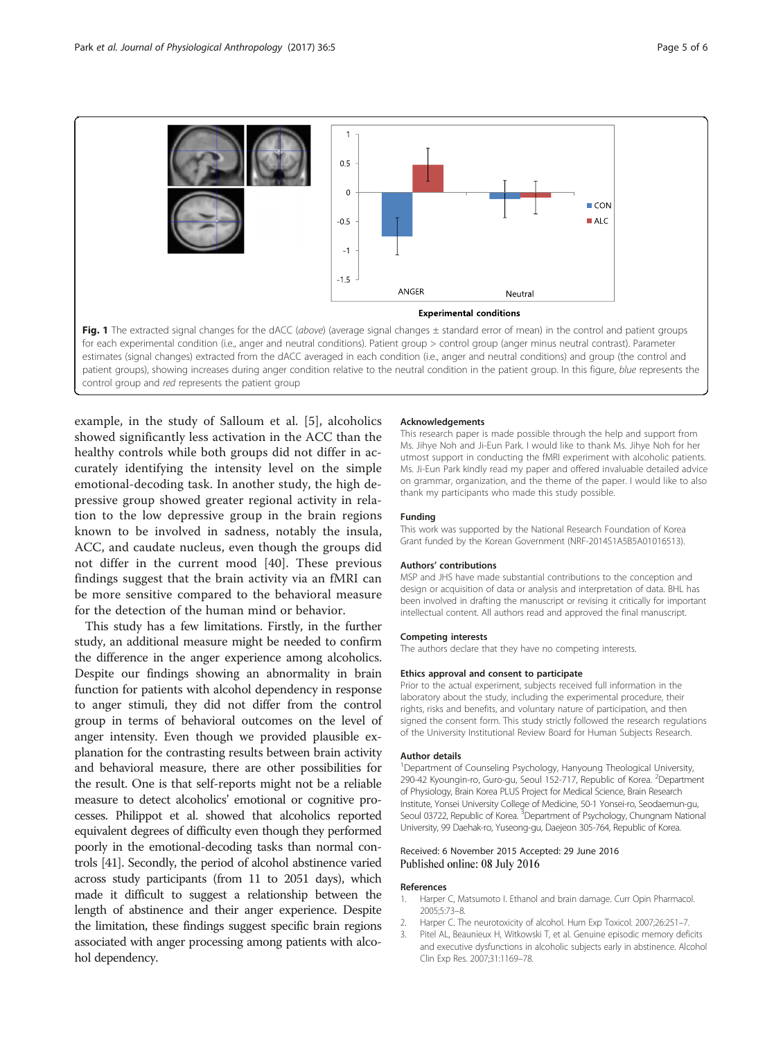1

0.5

0

-0.5

-1

-1.5

ANGER

Neutral

CON

ALC

Experimental conditions

**Fig. 1** The extracted signal changes for the dACC (*above*) (average signal changes ± standard error of mean) in the control and patient groups for each experimental condition (i.e., anger and neutral conditions). Patient group > control group (anger minus neutral contrast). Parameter estimates (signal changes) extracted from the dACC averaged in each condition (i.e., anger and neutral conditions) and group (the control and patient groups), showing increases during anger condition relative to the neutral condition in the patient group. In this figure, *blue* represents the control group and *red* represents the patient group

example, in the study of Salloum et al. [5], alcoholics showed significantly less activation in the ACC than the healthy controls while both groups did not differ in accurately identifying the intensity level on the simple emotional-decoding task. In another study, the high depressive group showed greater regional activity in relation to the low depressive group in the brain regions known to be involved in sadness, notably the insula, ACC, and caudate nucleus, even though the groups did not differ in the current mood [40]. These previous findings suggest that the brain activity via an fMRI can be more sensitive compared to the behavioral measure for the detection of the human mind or behavior.

This study has a few limitations. Firstly, in the further study, an additional measure might be needed to confirm the difference in the anger experience among alcoholics. Despite our findings showing an abnormality in brain function for patients with alcohol dependency in response to anger stimuli, they did not differ from the control group in terms of behavioral outcomes on the level of anger intensity. Even though we provided plausible explanation for the contrasting results between brain activity and behavioral measure, there are other possibilities for the result. One is that self-reports might not be a reliable measure to detect alcoholics' emotional or cognitive processes. Philippot et al. showed that alcoholics reported equivalent degrees of difficulty even though they performed poorly in the emotional-decoding tasks than normal controls [41]. Secondly, the period of alcohol abstinence varied across study participants (from 11 to 2051 days), which made it difficult to suggest a relationship between the length of abstinence and their anger experience. Despite the limitation, these findings suggest specific brain regions associated with anger processing among patients with alcohol dependency.

### Acknowledgements

This research paper is made possible through the help and support from Ms. Jihye Noh and Ji-Eun Park. I would like to thank Ms. Jihye Noh for her utmost support in conducting the fMRI experiment with alcoholic patients. Ms. Ji-Eun Park kindly read my paper and offered invaluable detailed advice on grammar, organization, and the theme of the paper. I would like to also thank my participants who made this study possible.

### Funding

This work was supported by the National Research Foundation of Korea Grant funded by the Korean Government (NRF-2014S1A5B5A01016513).

### Authors' contributions

MSP and JHS have made substantial contributions to the conception and design or acquisition of data or analysis and interpretation of data. BHL has been involved in drafting the manuscript or revising it critically for important intellectual content. All authors read and approved the final manuscript.

### Competing interests

The authors declare that they have no competing interests.

### Ethics approval and consent to participate

Prior to the actual experiment, subjects received full information in the laboratory about the study, including the experimental procedure, their rights, risks and benefits, and voluntary nature of participation, and then signed the consent form. This study strictly followed the research regulations of the University Institutional Review Board for Human Subjects Research.

### Author details

[1]Department of Counseling Psychology, Hanyoung Theological University, 290-42 Kyoungin-ro, Guro-gu, Seoul 152-717, Republic of Korea. [2]Department of Physiology, Brain Korea PLUS Project for Medical Science, Brain Research Institute, Yonsei University College of Medicine, 50-1 Yonsei-ro, Seodaemun-gu, Seoul 03722, Republic of Korea. [3]Department of Psychology, Chungnam National University, 99 Daehak-ro, Yuseong-gu, Daejeon 305-764, Republic of Korea.

Received: 6 November 2015 Accepted: 29 June 2016
Published online: 08 July 2016

### References

1. Harper C, Matsumoto I. Ethanol and brain damage. Curr Opin Pharmacol. 2005;5:73–8.
2. Harper C. The neurotoxicity of alcohol. Hum Exp Toxicol. 2007;26:251–7.
3. Pitel AL, Beaunieux H, Witkowski T, et al. Genuine episodic memory deficits and executive dysfunctions in alcoholic subjects early in abstinence. Alcohol Clin Exp Res. 2007;31:1169–78.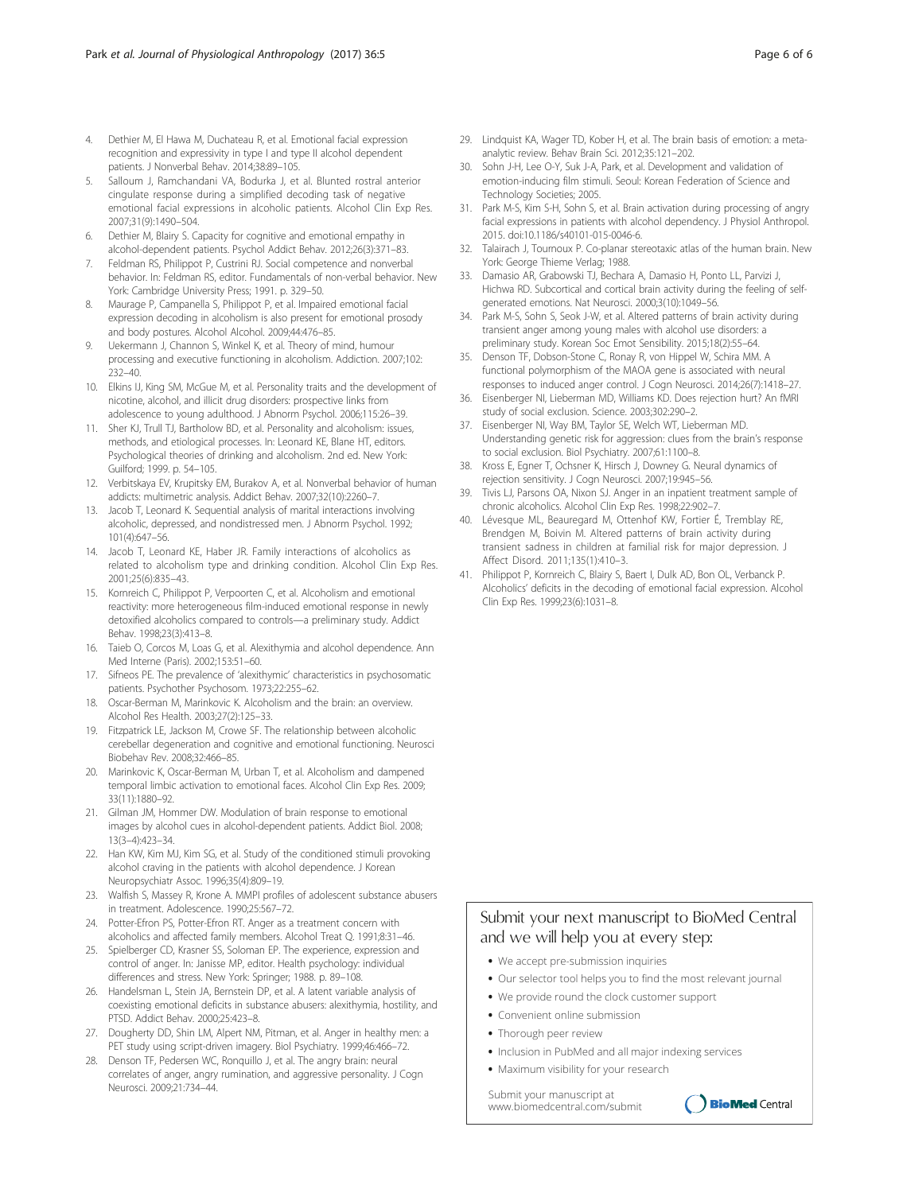4. Dethier M, El Hawa M, Duchateau R, et al. Emotional facial expression recognition and expressivity in type I and type II alcohol dependent patients. J Nonverbal Behav. 2014;38:89–105.
5. Salloum J, Ramchandani VA, Bodurka J, et al. Blunted rostral anterior cingulate response during a simplified decoding task of negative emotional facial expressions in alcoholic patients. Alcohol Clin Exp Res. 2007;31(9):1490–504.
6. Dethier M, Blairy S. Capacity for cognitive and emotional empathy in alcohol-dependent patients. Psychol Addict Behav. 2012;26(3):371–83.
7. Feldman RS, Philippot P, Custrini RJ. Social competence and nonverbal behavior. In: Feldman RS, editor. Fundamentals of non-verbal behavior. New York: Cambridge University Press; 1991. p. 329–50.
8. Maurage P, Campanella S, Philippot P, et al. Impaired emotional facial expression decoding in alcoholism is also present for emotional prosody and body postures. Alcohol Alcohol. 2009;44:476–85.
9. Uekermann J, Channon S, Winkel K, et al. Theory of mind, humour processing and executive functioning in alcoholism. Addiction. 2007;102: 232–40.
10. Elkins IJ, King SM, McGue M, et al. Personality traits and the development of nicotine, alcohol, and illicit drug disorders: prospective links from adolescence to young adulthood. J Abnorm Psychol. 2006;115:26–39.
11. Sher KJ, Trull TJ, Bartholow BD, et al. Personality and alcoholism: issues, methods, and etiological processes. In: Leonard KE, Blane HT, editors. Psychological theories of drinking and alcoholism. 2nd ed. New York: Guilford; 1999. p. 54–105.
12. Verbitskaya EV, Krupitsky EM, Burakov A, et al. Nonverbal behavior of human addicts: multimetric analysis. Addict Behav. 2007;32(10):2260–7.
13. Jacob T, Leonard K. Sequential analysis of marital interactions involving alcoholic, depressed, and nondistressed men. J Abnorm Psychol. 1992; 101(4):647–56.
14. Jacob T, Leonard KE, Haber JR. Family interactions of alcoholics as related to alcoholism type and drinking condition. Alcohol Clin Exp Res. 2001;25(6):835–43.
15. Kornreich C, Philippot P, Verpoorten C, et al. Alcoholism and emotional reactivity: more heterogeneous film-induced emotional response in newly detoxified alcoholics compared to controls—a preliminary study. Addict Behav. 1998;23(3):413–8.
16. Taieb O, Corcos M, Loas G, et al. Alexithymia and alcohol dependence. Ann Med Interne (Paris). 2002;153:51–60.
17. Sifneos PE. The prevalence of 'alexithymic' characteristics in psychosomatic patients. Psychother Psychosom. 1973;22:255–62.
18. Oscar-Berman M, Marinkovic K. Alcoholism and the brain: an overview. Alcohol Res Health. 2003;27(2):125–33.
19. Fitzpatrick LE, Jackson M, Crowe SF. The relationship between alcoholic cerebellar degeneration and cognitive and emotional functioning. Neurosci Biobehav Rev. 2008;32:466–85.
20. Marinkovic K, Oscar-Berman M, Urban T, et al. Alcoholism and dampened temporal limbic activation to emotional faces. Alcohol Clin Exp Res. 2009; 33(11):1880–92.
21. Gilman JM, Hommer DW. Modulation of brain response to emotional images by alcohol cues in alcohol-dependent patients. Addict Biol. 2008; 13(3–4):423–34.
22. Han KW, Kim MJ, Kim SG, et al. Study of the conditioned stimuli provoking alcohol craving in the patients with alcohol dependence. J Korean Neuropsychiatr Assoc. 1996;35(4):809–19.
23. Walfish S, Massey R, Krone A. MMPI profiles of adolescent substance abusers in treatment. Adolescence. 1990;25:567–72.
24. Potter-Efron PS, Potter-Efron RT. Anger as a treatment concern with alcoholics and affected family members. Alcohol Treat Q. 1991;8:31–46.
25. Spielberger CD, Krasner SS, Soloman EP. The experience, expression and control of anger. In: Janisse MP, editor. Health psychology: individual differences and stress. New York: Springer; 1988. p. 89–108.
26. Handelsman L, Stein JA, Bernstein DP, et al. A latent variable analysis of coexisting emotional deficits in substance abusers: alexithymia, hostility, and PTSD. Addict Behav. 2000;25:423–8.
27. Dougherty DD, Shin LM, Alpert NM, Pitman, et al. Anger in healthy men: a PET study using script-driven imagery. Biol Psychiatry. 1999;46:466–72.
28. Denson TF, Pedersen WC, Ronquillo J, et al. The angry brain: neural correlates of anger, angry rumination, and aggressive personality. J Cogn Neurosci. 2009;21:734–44.
29. Lindquist KA, Wager TD, Kober H, et al. The brain basis of emotion: a meta-analytic review. Behav Brain Sci. 2012;35:121–202.
30. Sohn J-H, Lee O-Y, Suk J-A, Park, et al. Development and validation of emotion-inducing film stimuli. Seoul: Korean Federation of Science and Technology Societies; 2005.
31. Park M-S, Kim S-H, Sohn S, et al. Brain activation during processing of angry facial expressions in patients with alcohol dependency. J Physiol Anthropol. 2015. doi:10.1186/s40101-015-0046-6.
32. Talairach J, Tournoux P. Co-planar stereotaxic atlas of the human brain. New York: George Thieme Verlag; 1988.
33. Damasio AR, Grabowski TJ, Bechara A, Damasio H, Ponto LL, Parvizi J, Hichwa RD. Subcortical and cortical brain activity during the feeling of self-generated emotions. Nat Neurosci. 2000;3(10):1049–56.
34. Park M-S, Sohn S, Seok J-W, et al. Altered patterns of brain activity during transient anger among young males with alcohol use disorders: a preliminary study. Korean Soc Emot Sensibility. 2015;18(2):55–64.
35. Denson TF, Dobson-Stone C, Ronay R, von Hippel W, Schira MM. A functional polymorphism of the MAOA gene is associated with neural responses to induced anger control. J Cogn Neurosci. 2014;26(7):1418–27.
36. Eisenberger NI, Lieberman MD, Williams KD. Does rejection hurt? An fMRI study of social exclusion. Science. 2003;302:290–2.
37. Eisenberger NI, Way BM, Taylor SE, Welch WT, Lieberman MD. Understanding genetic risk for aggression: clues from the brain's response to social exclusion. Biol Psychiatry. 2007;61:1100–8.
38. Kross E, Egner T, Ochsner K, Hirsch J, Downey G. Neural dynamics of rejection sensitivity. J Cogn Neurosci. 2007;19:945–56.
39. Tivis LJ, Parsons OA, Nixon SJ. Anger in an inpatient treatment sample of chronic alcoholics. Alcohol Clin Exp Res. 1998;22:902–7.
40. Lévesque ML, Beauregard M, Ottenhof KW, Fortier É, Tremblay RE, Brendgen M, Boivin M. Altered patterns of brain activity during transient sadness in children at familial risk for major depression. J Affect Disord. 2011;135(1):410–3.
41. Philippot P, Kornreich C, Blairy S, Baert I, Dulk AD, Bon OL, Verbanck P. Alcoholics' deficits in the decoding of emotional facial expression. Alcohol Clin Exp Res. 1999;23(6):1031–8.

Submit your next manuscript to BioMed Central and we will help you at every step:

- We accept pre-submission inquiries
- Our selector tool helps you to find the most relevant journal
- We provide round the clock customer support
- Convenient online submission
- Thorough peer review
- Inclusion in PubMed and all major indexing services
- Maximum visibility for your research

Submit your manuscript at www.biomedcentral.com/submit

BioMed Central